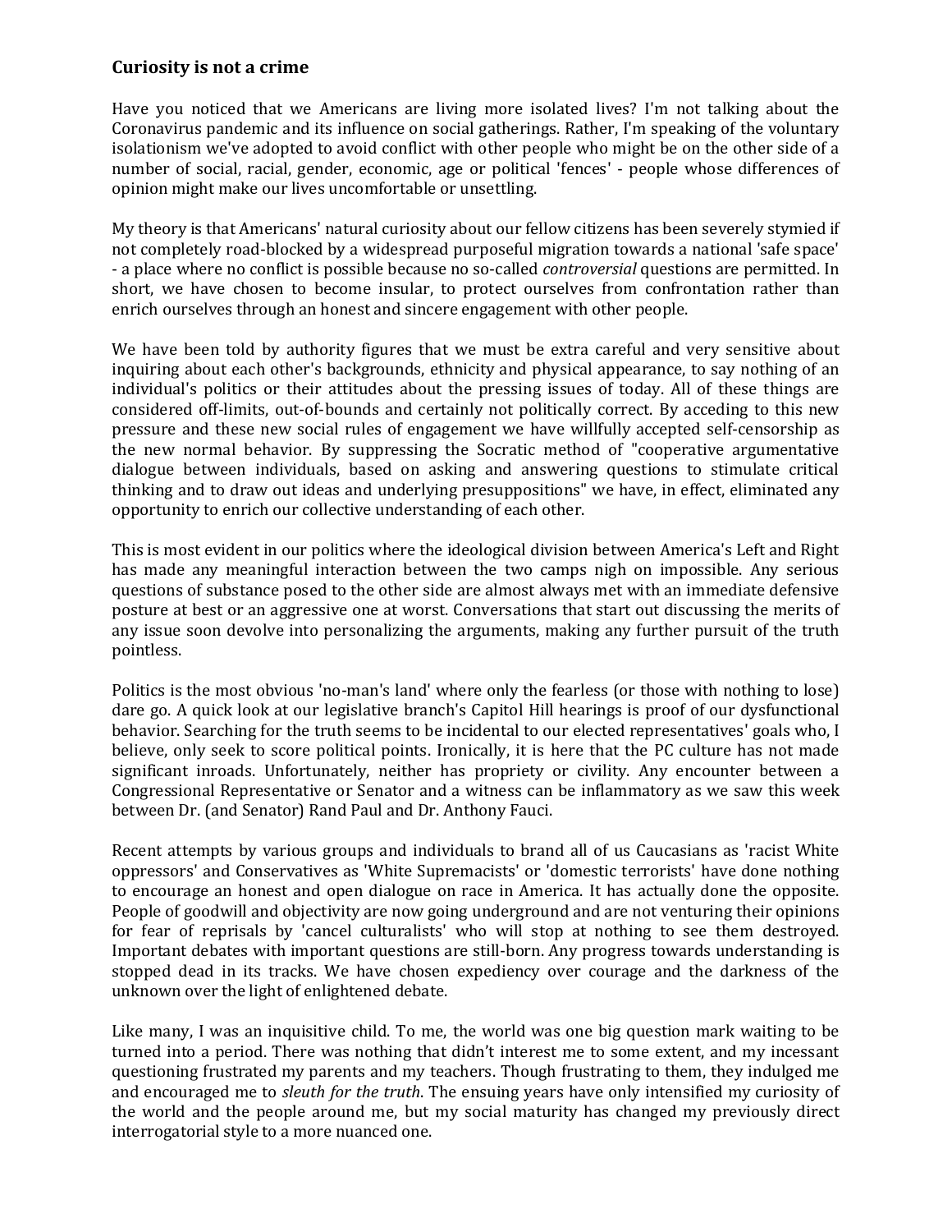## Curiosity is not a crime

Have you noticed that we Americans are living more isolated lives? I'm not talking about the Coronavirus pandemic and its influence on social gatherings. Rather, I'm speaking of the voluntary isolationism we've adopted to avoid conflict with other people who might be on the other side of a number of social, racial, gender, economic, age or political 'fences' - people whose differences of opinion might make our lives uncomfortable or unsettling.

My theory is that Americans' natural curiosity about our fellow citizens has been severely stymied if not completely road-blocked by a widespread purposeful migration towards a national 'safe space' - a place where no conflict is possible because no so-called *controversial* questions are permitted. In short, we have chosen to become insular, to protect ourselves from confrontation rather than enrich ourselves through an honest and sincere engagement with other people.

We have been told by authority figures that we must be extra careful and very sensitive about inquiring about each other's backgrounds, ethnicity and physical appearance, to say nothing of an individual's politics or their attitudes about the pressing issues of today. All of these things are considered off-limits, out-of-bounds and certainly not politically correct. By acceding to this new pressure and these new social rules of engagement we have willfully accepted self-censorship as the new normal behavior. By suppressing the Socratic method of "cooperative argumentative dialogue between individuals, based on asking and answering questions to stimulate critical thinking and to draw out ideas and underlying presuppositions" we have, in effect, eliminated any opportunity to enrich our collective understanding of each other.

This is most evident in our politics where the ideological division between America's Left and Right has made any meaningful interaction between the two camps nigh on impossible. Any serious questions of substance posed to the other side are almost always met with an immediate defensive posture at best or an aggressive one at worst. Conversations that start out discussing the merits of any issue soon devolve into personalizing the arguments, making any further pursuit of the truth pointless.

Politics is the most obvious 'no-man's land' where only the fearless (or those with nothing to lose) dare go. A quick look at our legislative branch's Capitol Hill hearings is proof of our dysfunctional behavior. Searching for the truth seems to be incidental to our elected representatives' goals who, I believe, only seek to score political points. Ironically, it is here that the PC culture has not made significant inroads. Unfortunately, neither has propriety or civility. Any encounter between a Congressional Representative or Senator and a witness can be inflammatory as we saw this week between Dr. (and Senator) Rand Paul and Dr. Anthony Fauci.

Recent attempts by various groups and individuals to brand all of us Caucasians as 'racist White oppressors' and Conservatives as 'White Supremacists' or 'domestic terrorists' have done nothing to encourage an honest and open dialogue on race in America. It has actually done the opposite. People of goodwill and objectivity are now going underground and are not venturing their opinions for fear of reprisals by 'cancel culturalists' who will stop at nothing to see them destroyed. Important debates with important questions are still-born. Any progress towards understanding is stopped dead in its tracks. We have chosen expediency over courage and the darkness of the unknown over the light of enlightened debate.

Like many, I was an inquisitive child. To me, the world was one big question mark waiting to be turned into a period. There was nothing that didn't interest me to some extent, and my incessant questioning frustrated my parents and my teachers. Though frustrating to them, they indulged me and encouraged me to *sleuth for the truth*. The ensuing years have only intensified my curiosity of the world and the people around me, but my social maturity has changed my previously direct interrogatorial style to a more nuanced one.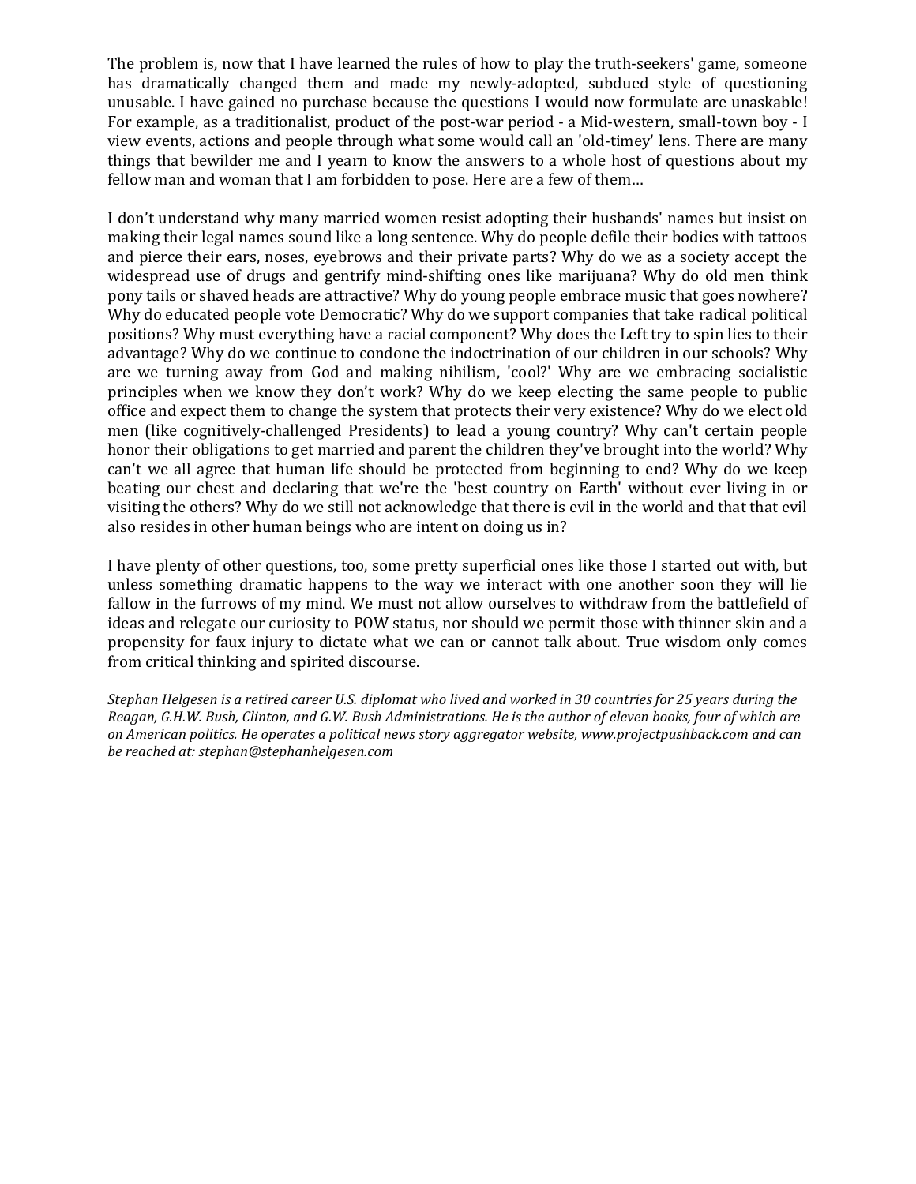The problem is, now that I have learned the rules of how to play the truth-seekers' game, someone has dramatically changed them and made my newly-adopted, subdued style of questioning unusable. I have gained no purchase because the questions I would now formulate are unaskable! For example, as a traditionalist, product of the post-war period - a Mid-western, small-town boy - I view events, actions and people through what some would call an 'old-timey' lens. There are many things that bewilder me and I yearn to know the answers to a whole host of questions about my fellow man and woman that I am forbidden to pose. Here are a few of them…

I don't understand why many married women resist adopting their husbands' names but insist on making their legal names sound like a long sentence. Why do people defile their bodies with tattoos and pierce their ears, noses, eyebrows and their private parts? Why do we as a society accept the widespread use of drugs and gentrify mind-shifting ones like marijuana? Why do old men think pony tails or shaved heads are attractive? Why do young people embrace music that goes nowhere? Why do educated people vote Democratic? Why do we support companies that take radical political positions? Why must everything have a racial component? Why does the Left try to spin lies to their advantage? Why do we continue to condone the indoctrination of our children in our schools? Why are we turning away from God and making nihilism, 'cool?' Why are we embracing socialistic principles when we know they don't work? Why do we keep electing the same people to public office and expect them to change the system that protects their very existence? Why do we elect old men (like cognitively-challenged Presidents) to lead a young country? Why can't certain people honor their obligations to get married and parent the children they've brought into the world? Why can't we all agree that human life should be protected from beginning to end? Why do we keep beating our chest and declaring that we're the 'best country on Earth' without ever living in or visiting the others? Why do we still not acknowledge that there is evil in the world and that that evil also resides in other human beings who are intent on doing us in?

I have plenty of other questions, too, some pretty superficial ones like those I started out with, but unless something dramatic happens to the way we interact with one another soon they will lie fallow in the furrows of my mind. We must not allow ourselves to withdraw from the battlefield of ideas and relegate our curiosity to POW status, nor should we permit those with thinner skin and a propensity for faux injury to dictate what we can or cannot talk about. True wisdom only comes from critical thinking and spirited discourse.

*Stephan Helgesen is a retired career U.S. diplomat who lived and worked in 30 countries for 25 years during the Reagan, G.H.W. Bush, Clinton, and G.W. Bush Administrations. He is the author of eleven books, four of which are on American politics. He operates a political news story aggregator website, www.projectpushback.com and can be reached at: stephan@stephanhelgesen.com*